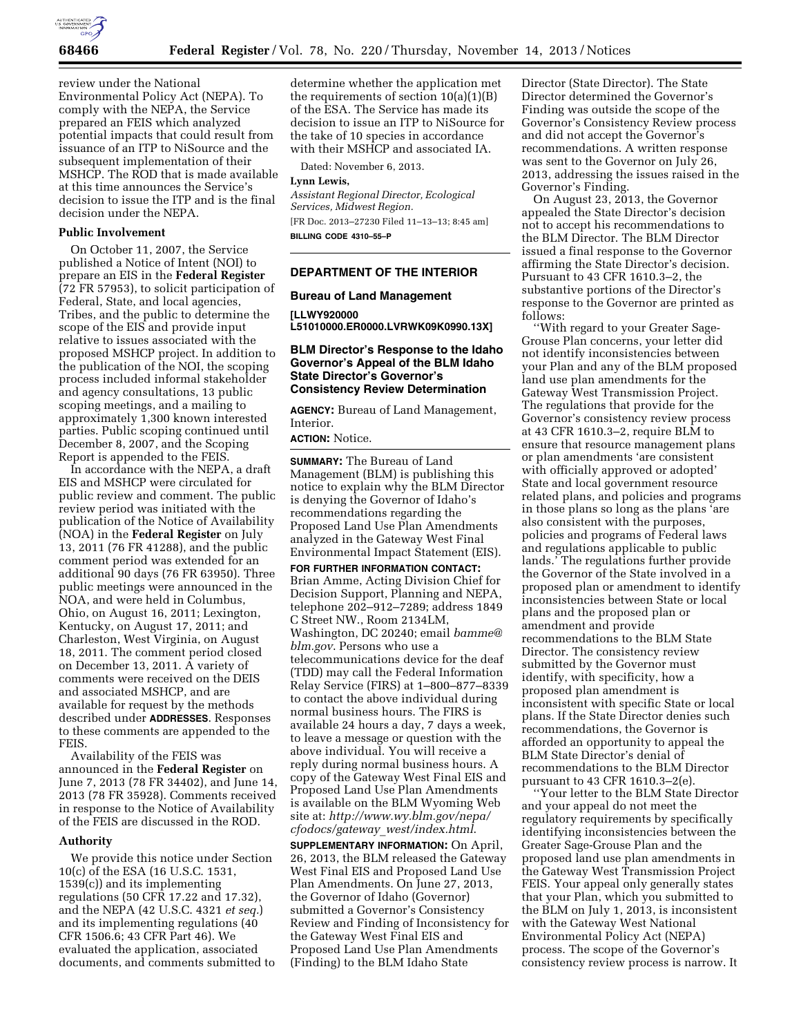review under the National Environmental Policy Act (NEPA). To comply with the NEPA, the Service prepared an FEIS which analyzed potential impacts that could result from issuance of an ITP to NiSource and the subsequent implementation of their MSHCP. The ROD that is made available at this time announces the Service's decision to issue the ITP and is the final decision under the NEPA.

## Public Involvement

On October 11, 2007, the Service published a Notice of Intent (NOI) to prepare an EIS in the **Federal Register** (72 FR 57953), to solicit participation of Federal, State, and local agencies, Tribes, and the public to determine the scope of the EIS and provide input relative to issues associated with the proposed MSHCP project. In addition to the publication of the NOI, the scoping process included informal stakeholder and agency consultations, 13 public scoping meetings, and a mailing to approximately 1,300 known interested parties. Public scoping continued until December 8, 2007, and the Scoping Report is appended to the FEIS.

In accordance with the NEPA, a draft EIS and MSHCP were circulated for public review and comment. The public review period was initiated with the publication of the Notice of Availability (NOA) in the **Federal Register** on July 13, 2011 (76 FR 41288), and the public comment period was extended for an additional 90 days (76 FR 63950). Three public meetings were announced in the NOA, and were held in Columbus, Ohio, on August 16, 2011; Lexington, Kentucky, on August 17, 2011; and Charleston, West Virginia, on August 18, 2011. The comment period closed on December 13, 2011. A variety of comments were received on the DEIS and associated MSHCP, and are available for request by the methods described under **ADDRESSES**. Responses to these comments are appended to the FEIS.

Availability of the FEIS was announced in the **Federal Register** on June 7, 2013 (78 FR 34402), and June 14, 2013 (78 FR 35928). Comments received in response to the Notice of Availability of the FEIS are discussed in the ROD.

## Authority

We provide this notice under Section 10(c) of the ESA (16 U.S.C. 1531, 1539(c)) and its implementing regulations (50 CFR 17.22 and 17.32), and the NEPA (42 U.S.C. 4321 *et seq.*) and its implementing regulations (40 CFR 1506.6; 43 CFR Part 46). We evaluated the application, associated documents, and comments submitted to determine whether the application met the requirements of section 10(a)(1)(B) of the ESA. The Service has made its decision to issue an ITP to NiSource for the take of 10 species in accordance with their MSHCP and associated IA.

Dated: November 6, 2013.

**Lynn Lewis,**

*Assistant Regional Director, Ecological Services, Midwest Region.*

[FR Doc. 2013–27230 Filed 11–13–13; 8:45 am]

**BILLING CODE 4310–55–P**

---

# DEPARTMENT OF THE INTERIOR

## Bureau of Land Management

**[LLWY920000 L51010000.ER0000.LVRWK09K0990.13X]**

## BLM Director's Response to the Idaho Governor's Appeal of the BLM Idaho State Director's Governor's Consistency Review Determination

**AGENCY:** Bureau of Land Management, Interior.

**ACTION:** Notice.

**SUMMARY:** The Bureau of Land Management (BLM) is publishing this notice to explain why the BLM Director is denying the Governor of Idaho's recommendations regarding the Proposed Land Use Plan Amendments analyzed in the Gateway West Final Environmental Impact Statement (EIS).

**FOR FURTHER INFORMATION CONTACT:** Brian Amme, Acting Division Chief for Decision Support, Planning and NEPA, telephone 202–912–7289; address 1849 C Street NW., Room 2134LM, Washington, DC 20240; email *bamme@blm.gov*. Persons who use a telecommunications device for the deaf (TDD) may call the Federal Information Relay Service (FIRS) at 1–800–877–8339 to contact the above individual during normal business hours. The FIRS is available 24 hours a day, 7 days a week, to leave a message or question with the above individual. You will receive a reply during normal business hours. A copy of the Gateway West Final EIS and Proposed Land Use Plan Amendments is available on the BLM Wyoming Web site at: *http://www.wy.blm.gov/nepa/cfodocs/gateway_west/index.html*.

**SUPPLEMENTARY INFORMATION:** On April, 26, 2013, the BLM released the Gateway West Final EIS and Proposed Land Use Plan Amendments. On June 27, 2013, the Governor of Idaho (Governor) submitted a Governor's Consistency Review and Finding of Inconsistency for the Gateway West Final EIS and Proposed Land Use Plan Amendments (Finding) to the BLM Idaho State Director (State Director). The State Director determined the Governor's Finding was outside the scope of the Governor's Consistency Review process and did not accept the Governor's recommendations. A written response was sent to the Governor on July 26, 2013, addressing the issues raised in the Governor's Finding.

On August 23, 2013, the Governor appealed the State Director's decision not to accept his recommendations to the BLM Director. The BLM Director issued a final response to the Governor affirming the State Director's decision. Pursuant to 43 CFR 1610.3–2, the substantive portions of the Director's response to the Governor are printed as follows:

"With regard to your Greater Sage-Grouse Plan concerns, your letter did not identify inconsistencies between your Plan and any of the BLM proposed land use plan amendments for the Gateway West Transmission Project. The regulations that provide for the Governor's consistency review process at 43 CFR 1610.3–2, require BLM to ensure that resource management plans or plan amendments 'are consistent with officially approved or adopted' State and local government resource related plans, and policies and programs in those plans so long as the plans 'are also consistent with the purposes, policies and programs of Federal laws and regulations applicable to public lands.' The regulations further provide the Governor of the State involved in a proposed plan or amendment to identify inconsistencies between State or local plans and the proposed plan or amendment and provide recommendations to the BLM State Director. The consistency review submitted by the Governor must identify, with specificity, how a proposed plan amendment is inconsistent with specific State or local plans. If the State Director denies such recommendations, the Governor is afforded an opportunity to appeal the BLM State Director's denial of recommendations to the BLM Director pursuant to 43 CFR 1610.3–2(e).

"Your letter to the BLM State Director and your appeal do not meet the regulatory requirements by specifically identifying inconsistencies between the Greater Sage-Grouse Plan and the proposed land use plan amendments in the Gateway West Transmission Project FEIS. Your appeal only generally states that your Plan, which you submitted to the BLM on July 1, 2013, is inconsistent with the Gateway West National Environmental Policy Act (NEPA) process. The scope of the Governor's consistency review process is narrow. It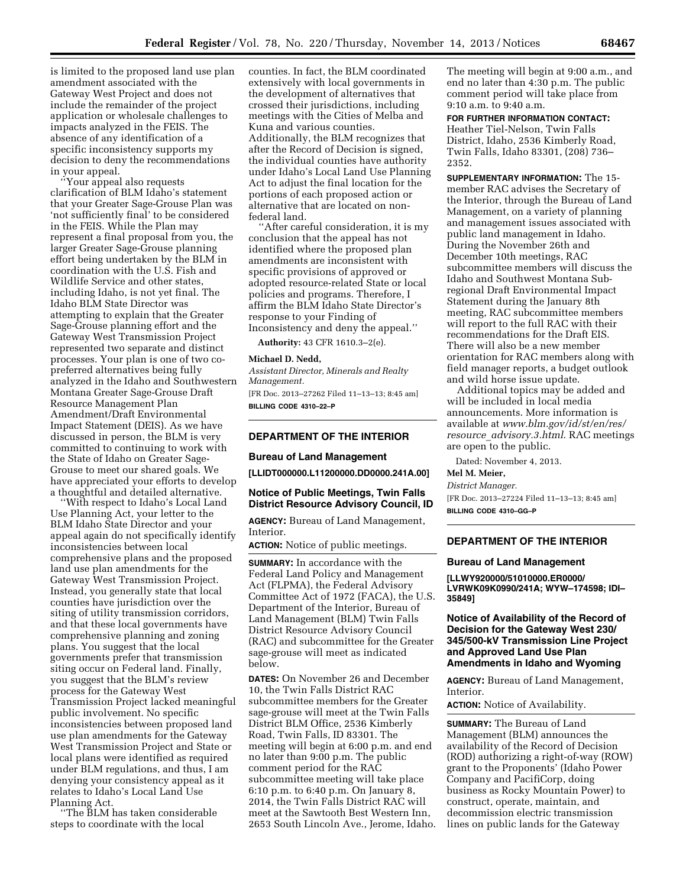is limited to the proposed land use plan amendment associated with the Gateway West Project and does not include the remainder of the project application or wholesale challenges to impacts analyzed in the FEIS. The absence of any identification of a specific inconsistency supports my decision to deny the recommendations in your appeal.

"Your appeal also requests clarification of BLM Idaho's statement that your Greater Sage-Grouse Plan was 'not sufficiently final' to be considered in the FEIS. While the Plan may represent a final proposal from you, the larger Greater Sage-Grouse planning effort being undertaken by the BLM in coordination with the U.S. Fish and Wildlife Service and other states, including Idaho, is not yet final. The Idaho BLM State Director was attempting to explain that the Greater Sage-Grouse planning effort and the Gateway West Transmission Project represented two separate and distinct processes. Your plan is one of two co-preferred alternatives being fully analyzed in the Idaho and Southwestern Montana Greater Sage-Grouse Draft Resource Management Plan Amendment/Draft Environmental Impact Statement (DEIS). As we have discussed in person, the BLM is very committed to continuing to work with the State of Idaho on Greater Sage-Grouse to meet our shared goals. We have appreciated your efforts to develop a thoughtful and detailed alternative.

"With respect to Idaho's Local Land Use Planning Act, your letter to the BLM Idaho State Director and your appeal again do not specifically identify inconsistencies between local comprehensive plans and the proposed land use plan amendments for the Gateway West Transmission Project. Instead, you generally state that local counties have jurisdiction over the siting of utility transmission corridors, and that these local governments have comprehensive planning and zoning plans. You suggest that the local governments prefer that transmission siting occur on Federal land. Finally, you suggest that the BLM's review process for the Gateway West Transmission Project lacked meaningful public involvement. No specific inconsistencies between proposed land use plan amendments for the Gateway West Transmission Project and State or local plans were identified as required under BLM regulations, and thus, I am denying your consistency appeal as it relates to Idaho's Local Land Use Planning Act.

"The BLM has taken considerable steps to coordinate with the local counties. In fact, the BLM coordinated extensively with local governments in the development of alternatives that crossed their jurisdictions, including meetings with the Cities of Melba and Kuna and various counties. Additionally, the BLM recognizes that after the Record of Decision is signed, the individual counties have authority under Idaho's Local Land Use Planning Act to adjust the final location for the portions of each proposed action or alternative that are located on non-federal land.

"After careful consideration, it is my conclusion that the appeal has not identified where the proposed plan amendments are inconsistent with specific provisions of approved or adopted resource-related State or local policies and programs. Therefore, I affirm the BLM Idaho State Director's response to your Finding of Inconsistency and deny the appeal."

**Authority:** 43 CFR 1610.3–2(e).

**Michael D. Nedd,**

*Assistant Director, Minerals and Realty Management.*

[FR Doc. 2013–27262 Filed 11–13–13; 8:45 am]

**BILLING CODE 4310–22–P**

---

## DEPARTMENT OF THE INTERIOR

### Bureau of Land Management

**[LLIDT000000.L11200000.DD0000.241A.00]**

### Notice of Public Meetings, Twin Falls District Resource Advisory Council, ID

**AGENCY:** Bureau of Land Management, Interior.

**ACTION:** Notice of public meetings.

**SUMMARY:** In accordance with the Federal Land Policy and Management Act (FLPMA), the Federal Advisory Committee Act of 1972 (FACA), the U.S. Department of the Interior, Bureau of Land Management (BLM) Twin Falls District Resource Advisory Council (RAC) and subcommittee for the Greater sage-grouse will meet as indicated below.

**DATES:** On November 26 and December 10, the Twin Falls District RAC subcommittee members for the Greater sage-grouse will meet at the Twin Falls District BLM Office, 2536 Kimberly Road, Twin Falls, ID 83301. The meeting will begin at 6:00 p.m. and end no later than 9:00 p.m. The public comment period for the RAC subcommittee meeting will take place 6:10 p.m. to 6:40 p.m. On January 8, 2014, the Twin Falls District RAC will meet at the Sawtooth Best Western Inn, 2653 South Lincoln Ave., Jerome, Idaho. The meeting will begin at 9:00 a.m., and end no later than 4:30 p.m. The public comment period will take place from 9:10 a.m. to 9:40 a.m.

**FOR FURTHER INFORMATION CONTACT:** Heather Tiel-Nelson, Twin Falls District, Idaho, 2536 Kimberly Road, Twin Falls, Idaho 83301, (208) 736–2352.

**SUPPLEMENTARY INFORMATION:** The 15-member RAC advises the Secretary of the Interior, through the Bureau of Land Management, on a variety of planning and management issues associated with public land management in Idaho. During the November 26th and December 10th meetings, RAC subcommittee members will discuss the Idaho and Southwest Montana Sub-regional Draft Environmental Impact Statement during the January 8th meeting, RAC subcommittee members will report to the full RAC with their recommendations for the Draft EIS. There will also be a new member orientation for RAC members along with field manager reports, a budget outlook and wild horse issue update.

Additional topics may be added and will be included in local media announcements. More information is available at *www.blm.gov/id/st/en/res/resource_advisory.3.html*. RAC meetings are open to the public.

Dated: November 4, 2013.

**Mel M. Meier,**

*District Manager.*

[FR Doc. 2013–27224 Filed 11–13–13; 8:45 am]

**BILLING CODE 4310–GG–P**

---

## DEPARTMENT OF THE INTERIOR

### Bureau of Land Management

**[LLWY920000/51010000.ER0000/LVRWK09K0990/241A; WYW–174598; IDI–35849]**

### Notice of Availability of the Record of Decision for the Gateway West 230/345/500-kV Transmission Line Project and Approved Land Use Plan Amendments in Idaho and Wyoming

**AGENCY:** Bureau of Land Management, Interior.

**ACTION:** Notice of Availability.

**SUMMARY:** The Bureau of Land Management (BLM) announces the availability of the Record of Decision (ROD) authorizing a right-of-way (ROW) grant to the Proponents' (Idaho Power Company and PacifiCorp, doing business as Rocky Mountain Power) to construct, operate, maintain, and decommission electric transmission lines on public lands for the Gateway